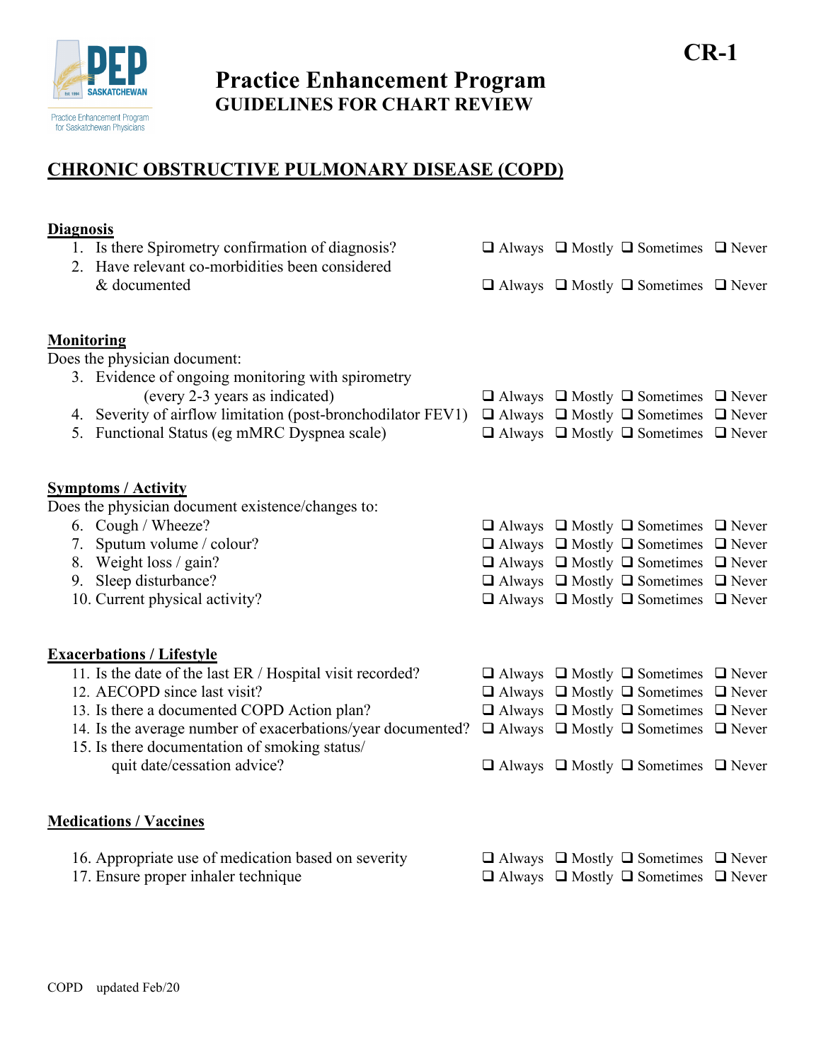CR-1

# Practice Enhancement Program
## GUIDELINES FOR CHART REVIEW

## CHRONIC OBSTRUCTIVE PULMONARY DISEASE (COPD)

### Diagnosis

| | | | | |
|---|---|---|---|---|
| 1. Is there Spirometry confirmation of diagnosis? | ❑ Always | ❑ Mostly | ❑ Sometimes | ❑ Never |
| 2. Have relevant co-morbidities been considered & documented | ❑ Always | ❑ Mostly | ❑ Sometimes | ❑ Never |

### Monitoring

Does the physician document:

| | | | | |
|---|---|---|---|---|
| 3. Evidence of ongoing monitoring with spirometry (every 2-3 years as indicated) | ❑ Always | ❑ Mostly | ❑ Sometimes | ❑ Never |
| 4. Severity of airflow limitation (post-bronchodilator FEV1) | ❑ Always | ❑ Mostly | ❑ Sometimes | ❑ Never |
| 5. Functional Status (eg mMRC Dyspnea scale) | ❑ Always | ❑ Mostly | ❑ Sometimes | ❑ Never |

### Symptoms / Activity

Does the physician document existence/changes to:

| | | | | |
|---|---|---|---|---|
| 6. Cough / Wheeze? | ❑ Always | ❑ Mostly | ❑ Sometimes | ❑ Never |
| 7. Sputum volume / colour? | ❑ Always | ❑ Mostly | ❑ Sometimes | ❑ Never |
| 8. Weight loss / gain? | ❑ Always | ❑ Mostly | ❑ Sometimes | ❑ Never |
| 9. Sleep disturbance? | ❑ Always | ❑ Mostly | ❑ Sometimes | ❑ Never |
| 10. Current physical activity? | ❑ Always | ❑ Mostly | ❑ Sometimes | ❑ Never |

### Exacerbations / Lifestyle

| | | | | |
|---|---|---|---|---|
| 11. Is the date of the last ER / Hospital visit recorded? | ❑ Always | ❑ Mostly | ❑ Sometimes | ❑ Never |
| 12. AECOPD since last visit? | ❑ Always | ❑ Mostly | ❑ Sometimes | ❑ Never |
| 13. Is there a documented COPD Action plan? | ❑ Always | ❑ Mostly | ❑ Sometimes | ❑ Never |
| 14. Is the average number of exacerbations/year documented? | ❑ Always | ❑ Mostly | ❑ Sometimes | ❑ Never |
| 15. Is there documentation of smoking status/ quit date/cessation advice? | ❑ Always | ❑ Mostly | ❑ Sometimes | ❑ Never |

### Medications / Vaccines

| | | | | |
|---|---|---|---|---|
| 16. Appropriate use of medication based on severity | ❑ Always | ❑ Mostly | ❑ Sometimes | ❑ Never |
| 17. Ensure proper inhaler technique | ❑ Always | ❑ Mostly | ❑ Sometimes | ❑ Never |

COPD updated Feb/20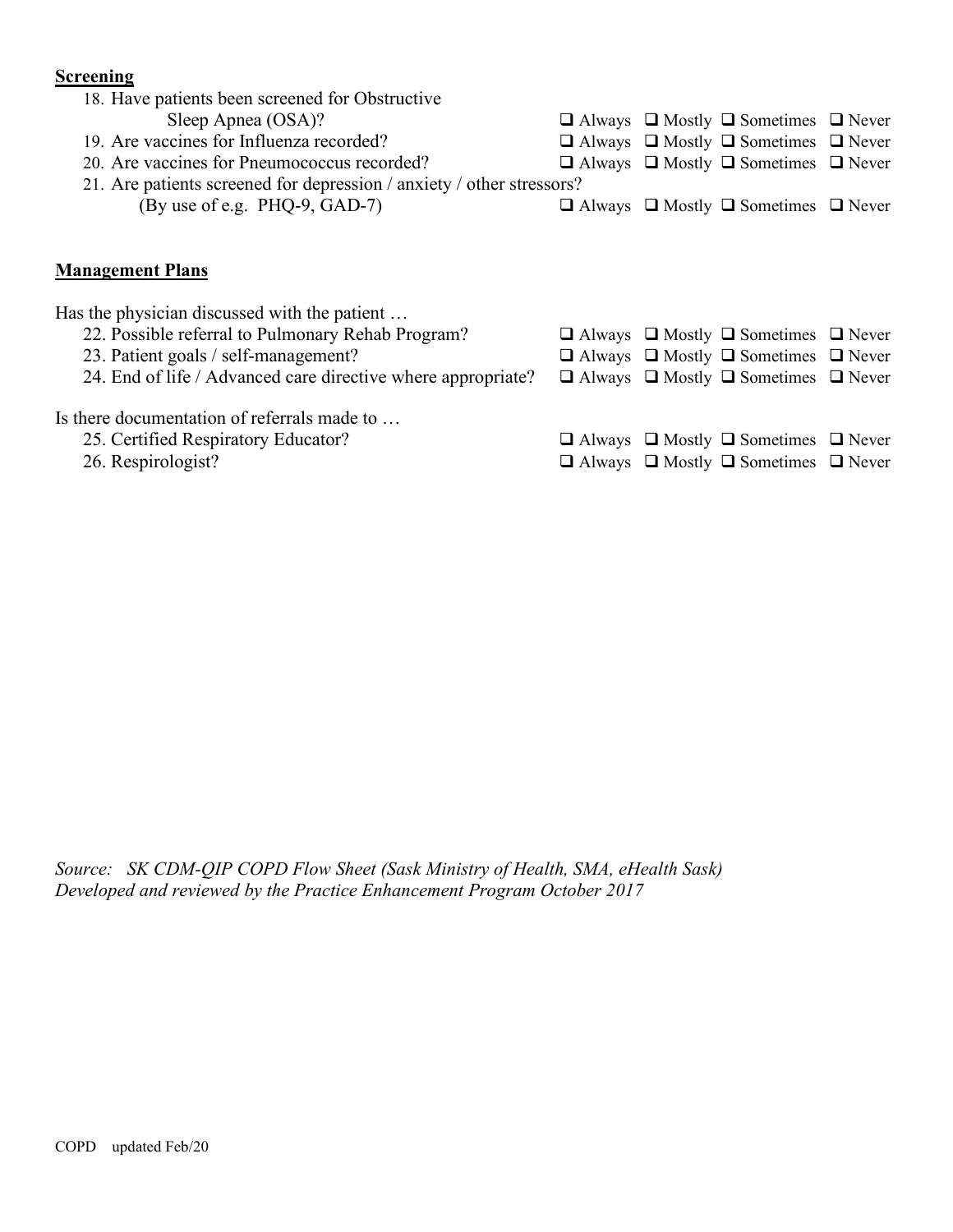**Screening**

18. Have patients been screened for Obstructive Sleep Apnea (OSA)? ❑ Always ❑ Mostly ❑ Sometimes ❑ Never
19. Are vaccines for Influenza recorded? ❑ Always ❑ Mostly ❑ Sometimes ❑ Never
20. Are vaccines for Pneumococcus recorded? ❑ Always ❑ Mostly ❑ Sometimes ❑ Never
21. Are patients screened for depression / anxiety / other stressors? (By use of e.g. PHQ-9, GAD-7) ❑ Always ❑ Mostly ❑ Sometimes ❑ Never

**Management Plans**

Has the physician discussed with the patient …

22. Possible referral to Pulmonary Rehab Program? ❑ Always ❑ Mostly ❑ Sometimes ❑ Never
23. Patient goals / self-management? ❑ Always ❑ Mostly ❑ Sometimes ❑ Never
24. End of life / Advanced care directive where appropriate? ❑ Always ❑ Mostly ❑ Sometimes ❑ Never

Is there documentation of referrals made to …

25. Certified Respiratory Educator? ❑ Always ❑ Mostly ❑ Sometimes ❑ Never
26. Respirologist? ❑ Always ❑ Mostly ❑ Sometimes ❑ Never

*Source: SK CDM-QIP COPD Flow Sheet (Sask Ministry of Health, SMA, eHealth Sask)*
*Developed and reviewed by the Practice Enhancement Program October 2017*

COPD updated Feb/20